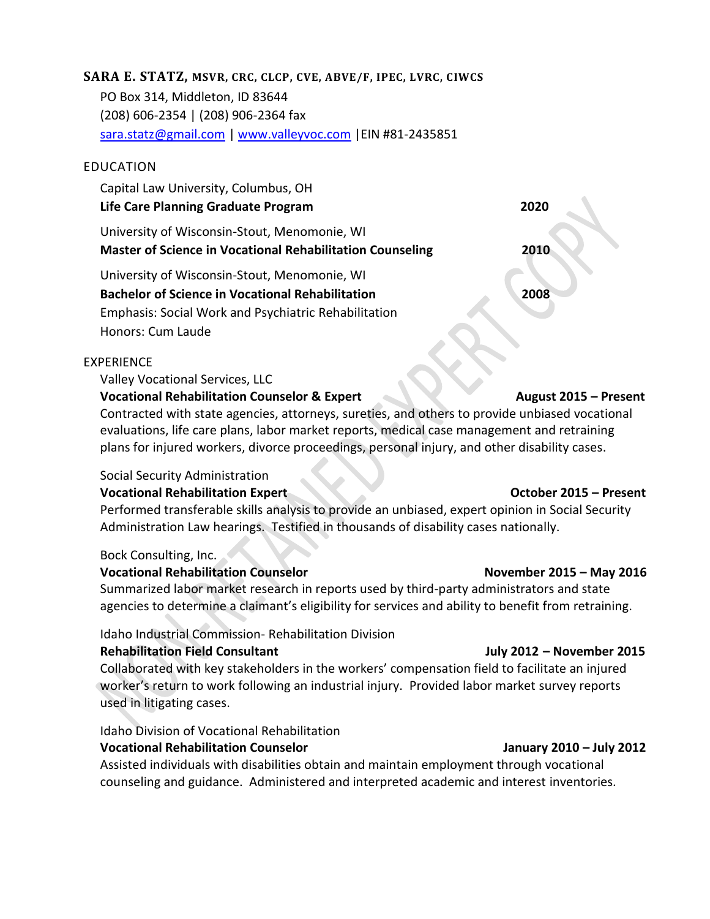# SARA E. STATZ, MSVR, CRC, CLCP, CVE, ABVE/F, IPEC, LVRC, CIWCS

PO Box 314, Middleton, ID 83644
(208) 606-2354 | (208) 906-2364 fax
sara.statz@gmail.com | www.valleyvoc.com |EIN #81-2435851

## EDUCATION

Capital Law University, Columbus, OH
**Life Care Planning Graduate Program** **2020**

University of Wisconsin-Stout, Menomonie, WI
**Master of Science in Vocational Rehabilitation Counseling** **2010**

University of Wisconsin-Stout, Menomonie, WI
**Bachelor of Science in Vocational Rehabilitation** **2008**
Emphasis: Social Work and Psychiatric Rehabilitation
Honors: Cum Laude

## EXPERIENCE

Valley Vocational Services, LLC
**Vocational Rehabilitation Counselor & Expert** **August 2015 – Present**
Contracted with state agencies, attorneys, sureties, and others to provide unbiased vocational evaluations, life care plans, labor market reports, medical case management and retraining plans for injured workers, divorce proceedings, personal injury, and other disability cases.

Social Security Administration
**Vocational Rehabilitation Expert** **October 2015 – Present**
Performed transferable skills analysis to provide an unbiased, expert opinion in Social Security Administration Law hearings. Testified in thousands of disability cases nationally.

Bock Consulting, Inc.
**Vocational Rehabilitation Counselor** **November 2015 – May 2016**
Summarized labor market research in reports used by third-party administrators and state agencies to determine a claimant's eligibility for services and ability to benefit from retraining.

Idaho Industrial Commission- Rehabilitation Division
**Rehabilitation Field Consultant** **July 2012 – November 2015**
Collaborated with key stakeholders in the workers' compensation field to facilitate an injured worker's return to work following an industrial injury. Provided labor market survey reports used in litigating cases.

Idaho Division of Vocational Rehabilitation
**Vocational Rehabilitation Counselor** **January 2010 – July 2012**
Assisted individuals with disabilities obtain and maintain employment through vocational counseling and guidance. Administered and interpreted academic and interest inventories.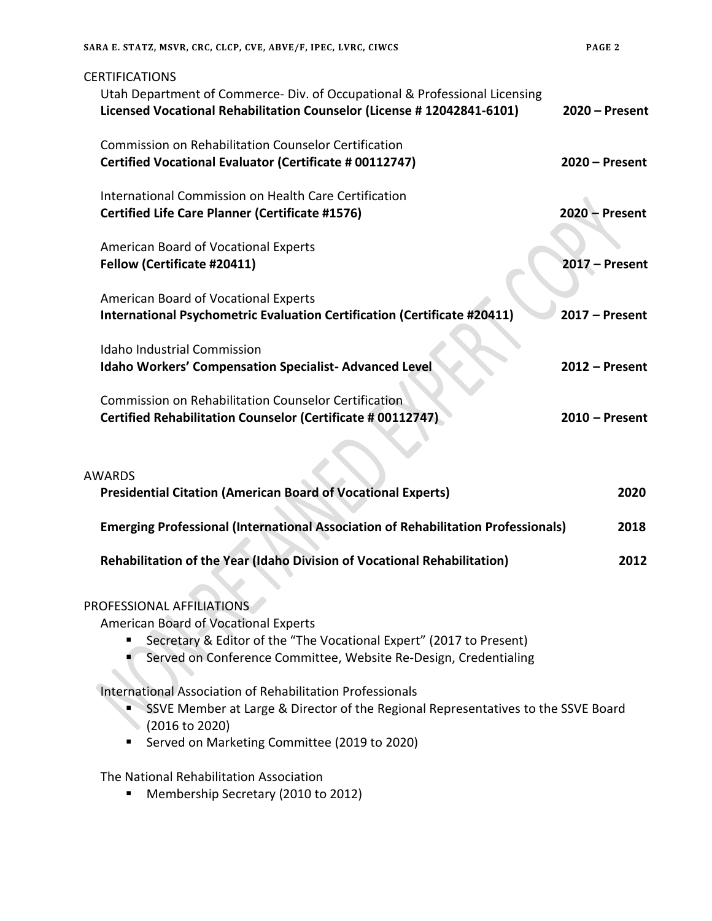## CERTIFICATIONS

Utah Department of Commerce- Div. of Occupational & Professional Licensing
**Licensed Vocational Rehabilitation Counselor (License # 12042841-6101)** **2020 – Present**

Commission on Rehabilitation Counselor Certification
**Certified Vocational Evaluator (Certificate # 00112747)** **2020 – Present**

International Commission on Health Care Certification
**Certified Life Care Planner (Certificate #1576)** **2020 – Present**

American Board of Vocational Experts
**Fellow (Certificate #20411)** **2017 – Present**

American Board of Vocational Experts
**International Psychometric Evaluation Certification (Certificate #20411)** **2017 – Present**

Idaho Industrial Commission
**Idaho Workers' Compensation Specialist- Advanced Level** **2012 – Present**

Commission on Rehabilitation Counselor Certification
**Certified Rehabilitation Counselor (Certificate # 00112747)** **2010 – Present**

## AWARDS

**Presidential Citation (American Board of Vocational Experts)** **2020**

**Emerging Professional (International Association of Rehabilitation Professionals)** **2018**

**Rehabilitation of the Year (Idaho Division of Vocational Rehabilitation)** **2012**

## PROFESSIONAL AFFILIATIONS

American Board of Vocational Experts

- Secretary & Editor of the "The Vocational Expert" (2017 to Present)
- Served on Conference Committee, Website Re-Design, Credentialing

International Association of Rehabilitation Professionals

- SSVE Member at Large & Director of the Regional Representatives to the SSVE Board (2016 to 2020)
- Served on Marketing Committee (2019 to 2020)

The National Rehabilitation Association

- Membership Secretary (2010 to 2012)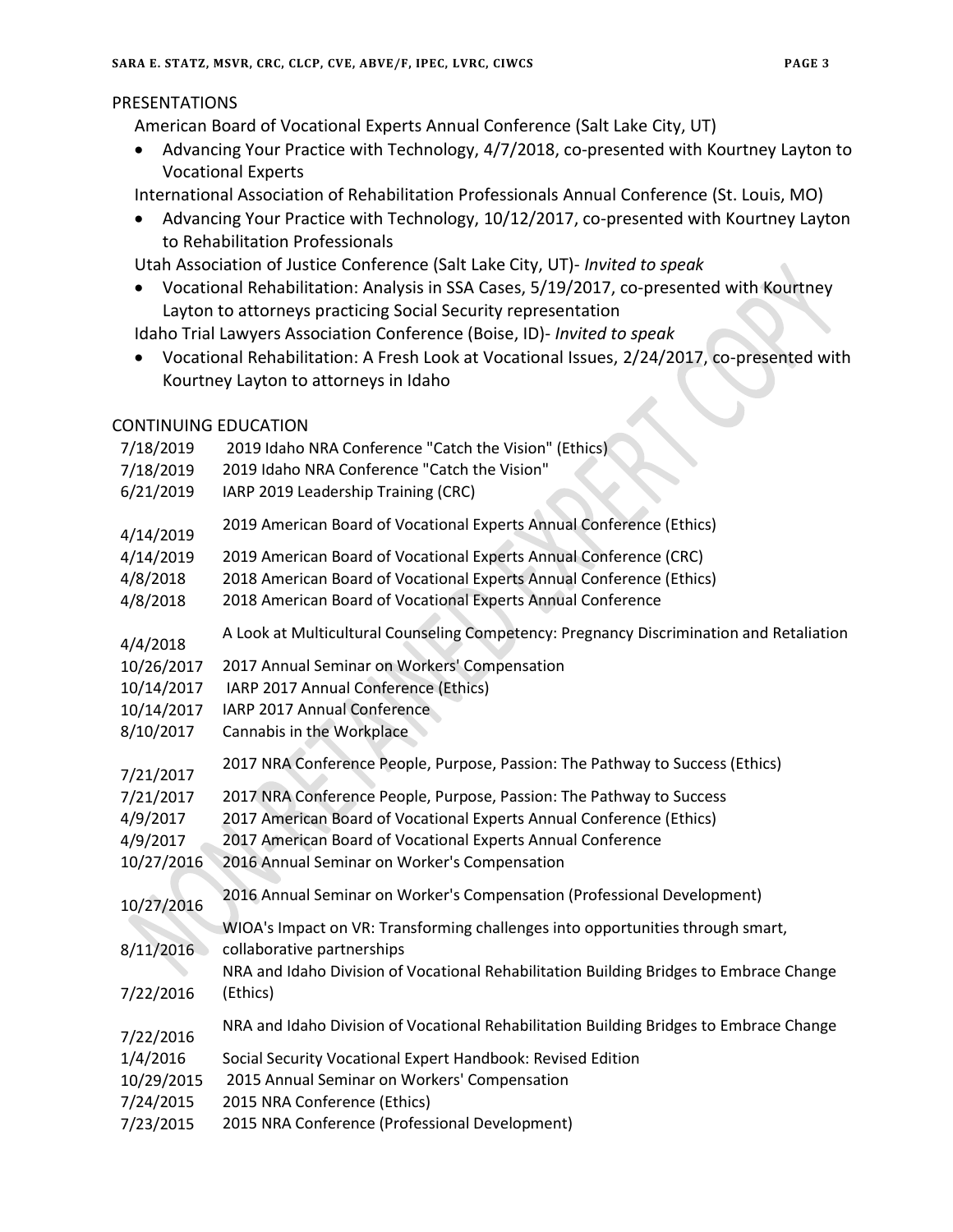## PRESENTATIONS

American Board of Vocational Experts Annual Conference (Salt Lake City, UT)

- Advancing Your Practice with Technology, 4/7/2018, co-presented with Kourtney Layton to Vocational Experts

International Association of Rehabilitation Professionals Annual Conference (St. Louis, MO)

- Advancing Your Practice with Technology, 10/12/2017, co-presented with Kourtney Layton to Rehabilitation Professionals

Utah Association of Justice Conference (Salt Lake City, UT)- *Invited to speak*

- Vocational Rehabilitation: Analysis in SSA Cases, 5/19/2017, co-presented with Kourtney Layton to attorneys practicing Social Security representation

Idaho Trial Lawyers Association Conference (Boise, ID)- *Invited to speak*

- Vocational Rehabilitation: A Fresh Look at Vocational Issues, 2/24/2017, co-presented with Kourtney Layton to attorneys in Idaho

## CONTINUING EDUCATION

| | |
|---|---|
| 7/18/2019 | 2019 Idaho NRA Conference "Catch the Vision" (Ethics) |
| 7/18/2019 | 2019 Idaho NRA Conference "Catch the Vision" |
| 6/21/2019 | IARP 2019 Leadership Training (CRC) |
| 4/14/2019 | 2019 American Board of Vocational Experts Annual Conference (Ethics) |
| 4/14/2019 | 2019 American Board of Vocational Experts Annual Conference (CRC) |
| 4/8/2018 | 2018 American Board of Vocational Experts Annual Conference (Ethics) |
| 4/8/2018 | 2018 American Board of Vocational Experts Annual Conference |
| 4/4/2018 | A Look at Multicultural Counseling Competency: Pregnancy Discrimination and Retaliation |
| 10/26/2017 | 2017 Annual Seminar on Workers' Compensation |
| 10/14/2017 | IARP 2017 Annual Conference (Ethics) |
| 10/14/2017 | IARP 2017 Annual Conference |
| 8/10/2017 | Cannabis in the Workplace |
| 7/21/2017 | 2017 NRA Conference People, Purpose, Passion: The Pathway to Success (Ethics) |
| 7/21/2017 | 2017 NRA Conference People, Purpose, Passion: The Pathway to Success |
| 4/9/2017 | 2017 American Board of Vocational Experts Annual Conference (Ethics) |
| 4/9/2017 | 2017 American Board of Vocational Experts Annual Conference |
| 10/27/2016 | 2016 Annual Seminar on Worker's Compensation |
| 10/27/2016 | 2016 Annual Seminar on Worker's Compensation (Professional Development) |
| 8/11/2016 | WIOA's Impact on VR: Transforming challenges into opportunities through smart, collaborative partnerships |
| 7/22/2016 | NRA and Idaho Division of Vocational Rehabilitation Building Bridges to Embrace Change (Ethics) |
| 7/22/2016 | NRA and Idaho Division of Vocational Rehabilitation Building Bridges to Embrace Change |
| 1/4/2016 | Social Security Vocational Expert Handbook: Revised Edition |
| 10/29/2015 | 2015 Annual Seminar on Workers' Compensation |
| 7/24/2015 | 2015 NRA Conference (Ethics) |
| 7/23/2015 | 2015 NRA Conference (Professional Development) |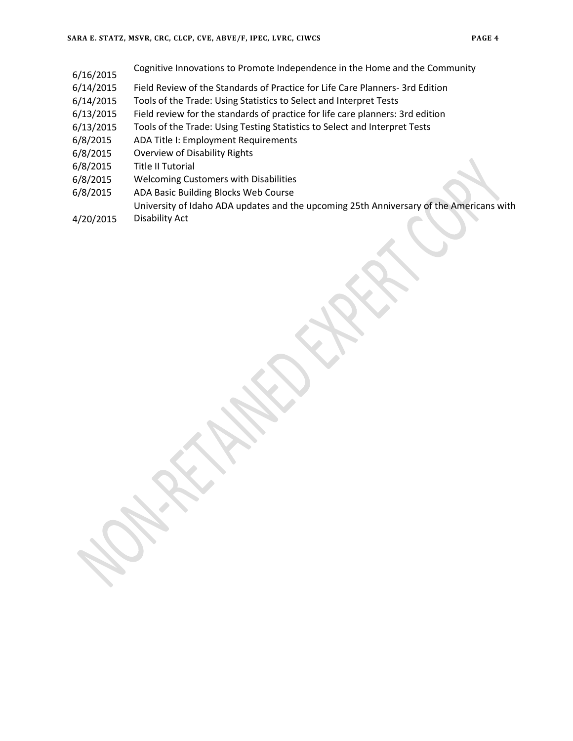| | |
|---|---|
| 6/16/2015 | Cognitive Innovations to Promote Independence in the Home and the Community |
| 6/14/2015 | Field Review of the Standards of Practice for Life Care Planners- 3rd Edition |
| 6/14/2015 | Tools of the Trade: Using Statistics to Select and Interpret Tests |
| 6/13/2015 | Field review for the standards of practice for life care planners: 3rd edition |
| 6/13/2015 | Tools of the Trade: Using Testing Statistics to Select and Interpret Tests |
| 6/8/2015 | ADA Title I: Employment Requirements |
| 6/8/2015 | Overview of Disability Rights |
| 6/8/2015 | Title II Tutorial |
| 6/8/2015 | Welcoming Customers with Disabilities |
| 6/8/2015 | ADA Basic Building Blocks Web Course |
| 4/20/2015 | University of Idaho ADA updates and the upcoming 25th Anniversary of the Americans with Disability Act |

NON-RETAINED EXPERT COPY